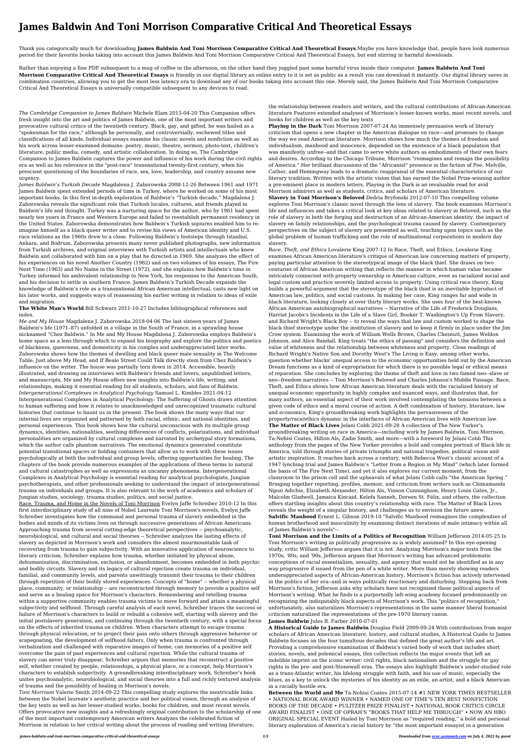# James Baldwin And Toni Morrison Comparative Critical And Theoretical Essays

Thank you categorically much for downloading **James Baldwin And Toni Morrison Comparative Critical And Theoretical Essays**.Maybe you have knowledge that, people have look numerous period for their favorite books taking into account this James Baldwin And Toni Morrison Comparative Critical And Theoretical Essays, but end stirring in harmful downloads.

Rather than enjoying a fine PDF subsequent to a mug of coffee in the afternoon, on the other hand they juggled past some harmful virus inside their computer. **James Baldwin And Toni Morrison Comparative Critical And Theoretical Essays** is friendly in our digital library an online entry to it is set as public as a result you can download it instantly. Our digital library saves in combination countries, allowing you to get the most less latency era to download any of our books taking into account this one. Merely said, the James Baldwin And Toni Morrison Comparative Critical And Theoretical Essays is universally compatible subsequent to any devices to read.

*The Cambridge Companion to James Baldwin* Michele Elam 2015-04-20 This Companion offers fresh insight into the art and politics of James Baldwin, one of the most important writers and provocative cultural critics of the twentieth century. Black, gay, and gifted, he was hailed as a "spokesman for the race," although he personally, and controversially, eschewed titles and classifications of all kinds. Individual essays examine his classic novels and nonfiction as well as his work across lesser-examined domains: poetry, music, theatre, sermon, photo-text, children's literature, public media, comedy, and artistic collaboration. In doing so, The Cambridge Companion to James Baldwin captures the power and influence of his work during the civil rights era as well as his relevance in the "post-race" transnational twenty-first century, when his prescient questioning of the boundaries of race, sex, love, leadership, and country assume new urgency.

*James Baldwin's Turkish Decade* Magdalena J. Zaborowska 2008-12-26 Between 1961 and 1971 James Baldwin spent extended periods of time in Turkey, where he worked on some of his most important books. In this first in-depth exploration of Baldwin's "Turkish decade," Magdalena J. Zaborowska reveals the significant role that Turkish locales, cultures, and friends played in Baldwin's life and thought. Turkey was a nurturing space for the author, who by 1961 had spent nearly ten years in France and Western Europe and failed to reestablish permanent residency in the United States. Zaborowska demonstrates how Baldwin's Turkish sojourns enabled him to re-imagine himself as a black queer writer and to revise his views of American identity and U.S. race relations as the 1960s drew to a close. Following Baldwin's footsteps through Istanbul, Ankara, and Bodrum, Zaborowska presents many never published photographs, new information from Turkish archives, and original interviews with Turkish artists and intellectuals who knew Baldwin and collaborated with him on a play that he directed in 1969. She analyzes the effect of his experiences on his novel Another Country (1962) and on two volumes of his essays, The Fire Next Time (1963) and No Name in the Street (1972), and she explains how Baldwin's time in Turkey informed his ambivalent relationship to New York, his responses to the American South, and his decision to settle in southern France. James Baldwin's Turkish Decade expands the knowledge of Baldwin's role as a transnational African American intellectual, casts new light on his later works, and suggests ways of reassessing his earlier writing in relation to ideas of exile and migration.

**The White Man's World** Bill Schwarz 2011-10-27 Includes bibliographical references and index.

*Me and My House* Magdalena J. Zaborowska 2018-04-06 The last sixteen years of James Baldwin's life (1971–87) unfolded in a village in the South of France, in a sprawling house nicknamed "Chez Baldwin." In Me and My House Magdalena J. Zaborowska employs Baldwin's home space as a lens through which to expand his biography and explore the politics and poetics of blackness, queerness, and domesticity in his complex and underappreciated later works. Zaborowska shows how the themes of dwelling and black queer male sexuality in The Welcome Table, Just above My Head, and If Beale Street Could Talk directly stem from Chez Baldwin's influence on the writer. The house was partially torn down in 2014. Accessible, heavily illustrated, and drawing on interviews with Baldwin's friends and lovers, unpublished letters, and manuscripts, Me and My House offers new insights into Baldwin's life, writing, and relationships, making it essential reading for all students, scholars, and fans of Baldwin.

*Intergenerational Complexes in Analytical Psychology* Samuel L. Kimbles 2021-04-12 Intergenerational Complexes in Analytical Psychology: The Suffering of Ghosts draws attention to human suffering and how it relates to unacknowledged and unrecognized traumatic cultural histories that continue to haunt us in the present. The book shows the many ways that our internal lives are organized and patterned by both racial, ethnic, and national identities, and personal experiences. This book shows how the cultural unconscious with its multiple group dynamics, identities, nationalities, seething differences of conflicts, polarizations, and individual personalities are organized by cultural complexes and narrated by archetypal story formations, which the author calls phantom narratives. The emotional dynamics generated constitute potential transitional spaces or holding containers that allow us to work with these issues psychologically at both the individual and group levels, offering opportunities for healing. The chapters of the book provide numerous examples of the applications of these terms to natural and cultural catastrophes as well as expressions as uncanny phenomena. Intergenerational Complexes in Analytical Psychology is essential reading for analytical psychologists, Jungian psychotherapists, and other professionals seeking to understand the impact of intergenerational trauma on individuals and groups. It is also relevant to the work of academics and scholars of Jungian studies, sociology, trauma studies, politics, and social justice.

Race, Trauma, and Home in the Novels of Toni Morrison Evelyn Jaffe Schreiber 2010-12 In this first interdisciplinary study of all nine of Nobel Laureate Toni Morrison's novels, Evelyn Jaffe Schreiber investigates how the communal and personal trauma of slavery embedded in the bodies and minds of its victims lives on through successive generations of African Americans. Approaching trauma from several cutting-edge theoretical perspectives -- psychoanalytic, neurobiological, and cultural and social theories -- Schreiber analyzes the lasting effects of slavery as depicted in Morrison's work and considers the almost insurmountable task of recovering from trauma to gain subjectivity. With an innovative application of neuroscience to literary criticism, Schreiber explains how trauma, whether initiated by physical abuse, dehumanization, discrimination, exclusion, or abandonment, becomes embedded in both psychic and bodily circuits. Slavery and its legacy of cultural rejection create trauma on individual, familial, and community levels, and parents unwittingly transmit their trauma to their children through repetition of their bodily stored experiences. Concepts of "home" -- whether a physical place, community, or relationship -- are reconstructed through memory to provide a positive self and serve as a healing space for Morrison's characters. Remembering and retelling trauma within a supportive community enables trauma victims to move forward and attain a meaningful subjectivity and selfhood. Through careful analysis of each novel, Schreiber traces the success or failure of Morrison's characters to build or rebuild a cohesive self, starting with slavery and the initial postslavery generation, and continuing through the twentieth century, with a special focus on the effects of inherited trauma on children. When characters attempt to escape trauma through physical relocation, or to project their pain onto others through aggressive behavior or scapegoating, the development of selfhood falters. Only when trauma is confronted through verbalization and challenged with reparative images of home, can memories of a positive self overcome the pain of past experiences and cultural rejection. While the cultural trauma of slavery can never truly disappear, Schreiber argues that memories that reconstruct a positive self, whether created by people, relationships, a physical place, or a concept, help Morrison's characters to establish subjectivity. A groundbreaking interdisciplinary work, Schreiber's book unites psychoanalytic, neurobiological, and social theories into a full and richly textured analysis of trauma and the possibility of healing in Morrison's novels.

*Toni Morrison* Valerie Smith 2014-09-22 This compelling study explores the inextricable links between the Nobel laureate's aesthetic practice and her political vision, through an analysis of the key texts as well as her lesser-studied works, books for children, and most recent novels. Offers provocative new insights and a refreshingly original contribution to the scholarship of one of the most important contemporary American writers Analyzes the celebrated fiction of Morrison in relation to her critical writing about the process of reading and writing literature, the relationship between readers and writers, and the cultural contributions of African-American literature Features extended analyses of Morrison's lesser-known works, most recent novels, and books for children as well as the key texts

**Playing in the Dark** Toni Morrison 2007-07-24 An immensely persuasive work of literary criticism that opens a new chapter in the American dialogue on race—and promises to change the way we read American literature. Morrison shows how much the themes of freedom and individualism, manhood and innocence, depended on the existence of a black population that was manifestly unfree--and that came to serve white authors as embodiments of their own fears and desires. According to the Chicago Tribune, Morrison "reimagines and remaps the possibility of America." Her brilliant discussions of the "Africanist" presence in the fiction of Poe, Melville, Cather, and Hemingway leads to a dramatic reappraisal of the essential characteristics of our literary tradition. Written with the artistic vision that has earned the Nobel Prize-winning author a pre-eminent place in modern letters, Playing in the Dark is an invaluable read for avid Morrison admirers as well as students, critics, and scholars of American literature.

**Slavery in Toni Morrison's Beloved** Dedria Bryfonski 2012-07-10 This compelling volume explores Toni Morrison's classic novel through the lens of slavery. The book examines Morrison's life and influences and takes a critical look at key ideas related to slavery in Beloved, such as the role of slavery in both the forging and destruction of an African-American identity, the impact of slavery on family relationships, and the psychological trauma caused by slavery. Contemporary perspectives on the subject of slavery are presented as well, touching upon topics such as the global problem of human trafficking and the role of multinational corporations in modern day slavery.

*Race, Theft, and Ethics* Lovalerie King 2007-12 In Race, Theft, and Ethics, Lovalerie King examines African American literature's critique of American law concerning matters of property, paying particular attention to the stereotypical image of the black thief. She draws on two centuries of African American writing that reflects the manner in which human value became intricately connected with property ownership in American culture, even as racialized social and legal custom and practice severely limited access to property. Using critical race theory, King builds a powerful argument that the stereotype of the black thief is an inevitable byproduct of American law, politics, and social customs. In making her case, King ranges far and wide in black literature, looking closely at over thirty literary works. She uses four of the best-known African American autobiographical narratives -- Narrative of the Life of Frederick Douglass, Harriet Jacobs's Incidents in the Life of a Slave Girl, Booker T. Washington's Up From Slavery, and Richard Wright's Black Boy -- to reveal the ways that law and custom worked to shape the black thief stereotype under the institution of slavery and to keep it firmly in place under the Jim Crow system. Examining the work of William Wells Brown, Charles Chesnutt, James Weldon Johnson, and Alice Randall, King treats "the ethics of passing" and considers the definition and value of whiteness and the relationship between whiteness and property. Close readings of Richard Wright's Native Son and Dorothy West's The Living is Easy, among other works, question whether blacks' unequal access to the economic opportunities held out by the American Dream functions as a kind of expropriation for which there is no possible legal or ethical means of reparation. She concludes by exploring the theme of theft and love in two famed neo--slave or neo--freedom narratives -- Toni Morrison's Beloved and Charles Johnson's Middle Passage. Race, Theft, and Ethics shows how African American literature deals with the racialized history of unequal economic opportunity in highly complex and nuanced ways, and illustrates that, for many authors, an essential aspect of their work involved contemplating the tensions between a given code of ethics and a moral course of action. A deft combination of history, literature, law and economics, King's groundbreaking work highlights the pervasiveness of the property/race/ethics dynamic in the interfaces of African American lives with American law.

**The Matter of Black Lives** Jelani Cobb 2021-09-28 A collection of The New Yorker's groundbreaking writing on race in America—including work by James Baldwin, Toni Morrison, Ta-Nehisi Coates, Hilton Als, Zadie Smith, and more—with a foreword by Jelani Cobb This anthology from the pages of the New Yorker provides a bold and complex portrait of Black life in America, told through stories of private triumphs and national tragedies, political vision and artistic inspiration. It reaches back across a century, with Rebecca West's classic account of a 1947 lynching trial and James Baldwin's "Letter from a Region in My Mind" (which later formed the basis of The Fire Next Time), and yet it also explores our current moment, from the classroom to the prison cell and the upheavals of what Jelani Cobb calls "the American Spring." Bringing together reporting, profiles, memoir, and criticism from writers such as Chimamanda Ngozi Adichie, Elizabeth Alexander, Hilton Als, Vinson Cunningham, Henry Louis Gates, Jr., Malcolm Gladwell, Jamaica Kincaid, Kelefa Sanneh, Doreen St. Félix, and others, the collection offers startling insights about this country's relationship with race. The Matter of Black Lives reveals the weight of a singular history, and challenges us to envision the future anew.

**Salvific Manhood** Ernest L. Gibson 2019-10 "Salvific Manhood reimagines the complexities of human brotherhood and masculinity by examining distinct iterations of male intimacy within all of James Baldwin's novels"--

**Toni Morrison and the Limits of a Politics of Recognition** William Jefferson 2014-05-25 Is Toni Morrison's writing as politically progressive as is widely assumed? In this eye-opening study, critic William Jefferson argues that it is not. Analyzing Morrison's major texts from the 1970s, '80s, and '90s, Jefferson argues that Morrison's writing has advanced problematic conceptions of racial essentialism, sexuality, and agency that would not be identified as in any way progressive if issued from the pen of a white writer. More than merely showing readers underappreciated aspects of African-American history, Morrison's fiction has actively intervened in the politics of her era--and in ways politically reactionary and disturbing. Stepping back from Morrison's fiction, Jefferson asks why scholars have not recognized these political aspects of Morrison's writing. What he finds is a purportedly left-wing academy focused predominantly on recognizing the indisputably black aspects of Morrison's work. This "politics of recognition," unfortunately, also naturalizes Morrison's representations in the same manner liberal humanist criticism naturalized the representations of the pre-1970 literary canon.

**James Baldwin** Jules B. Farber 2016-07-01

**A Historical Guide to James Baldwin** Douglas Field 2009-09-24 With contributions from major scholars of African American literature, history, and cultural studies, A Historical Guide to James Baldwin focuses on the four tumultuous decades that defined the great author's life and art. Providing a comprehensive examination of Baldwin's varied body of work that includes short stories, novels, and polemical essays, this collection reflects the major events that left an indelible imprint on the iconic writer: civil rights, black nationalism and the struggle for gay rights in the pre- and post-Stonewall eras. The essays also highlight Baldwin's under-studied role as a trans-Atlantic writer, his lifelong struggle with faith, and his use of music, especially the blues, as a key to unlock the mysteries of his identity as an exile, an artist, and a black American in a racially hostile era.

**Between the World and Me** Ta-Nehisi Coates 2015-07-14 #1 NEW YORK TIMES BESTSELLER • NATIONAL BOOK AWARD WINNER • NAMED ONE OF TIME'S TEN BEST NONFICTION BOOKS OF THE DECADE • PULITZER PRIZE FINALIST • NATIONAL BOOK CRITICS CIRCLE AWARD FINALIST • ONE OF OPRAH'S "BOOKS THAT HELP ME THROUGH" • NOW AN HBO ORIGINAL SPECIAL EVENT Hailed by Toni Morrison as "required reading," a bold and personal literary exploration of America's racial history by "the most important essayist in a generation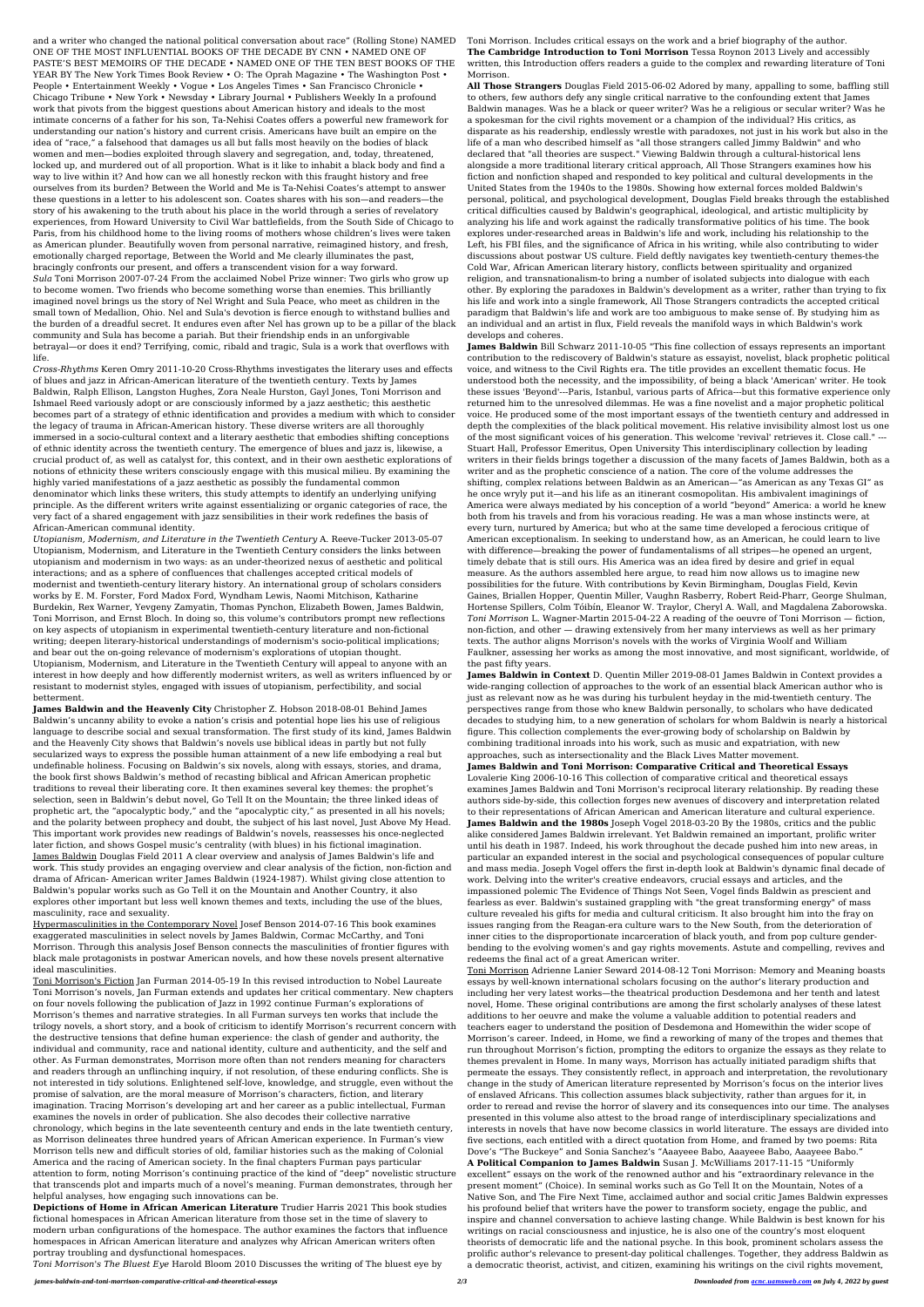and a writer who changed the national political conversation about race" (Rolling Stone) NAMED ONE OF THE MOST INFLUENTIAL BOOKS OF THE DECADE BY CNN • NAMED ONE OF PASTE'S BEST MEMOIRS OF THE DECADE • NAMED ONE OF THE TEN BEST BOOKS OF THE YEAR BY The New York Times Book Review • O: The Oprah Magazine • The Washington Post • People • Entertainment Weekly • Vogue • Los Angeles Times • San Francisco Chronicle • Chicago Tribune • New York • Newsday • Library Journal • Publishers Weekly In a profound work that pivots from the biggest questions about American history and ideals to the most intimate concerns of a father for his son, Ta-Nehisi Coates offers a powerful new framework for understanding our nation's history and current crisis. Americans have built an empire on the idea of "race," a falsehood that damages us all but falls most heavily on the bodies of black women and men—bodies exploited through slavery and segregation, and, today, threatened, locked up, and murdered out of all proportion. What is it like to inhabit a black body and find a way to live within it? And how can we all honestly reckon with this fraught history and free ourselves from its burden? Between the World and Me is Ta-Nehisi Coates's attempt to answer these questions in a letter to his adolescent son. Coates shares with his son—and readers—the story of his awakening to the truth about his place in the world through a series of revelatory experiences, from Howard University to Civil War battlefields, from the South Side of Chicago to Paris, from his childhood home to the living rooms of mothers whose children's lives were taken as American plunder. Beautifully woven from personal narrative, reimagined history, and fresh, emotionally charged reportage, Between the World and Me clearly illuminates the past, bracingly confronts our present, and offers a transcendent vision for a way forward.

*Sula* Toni Morrison 2007-07-24 From the acclaimed Nobel Prize winner: Two girls who grow up to become women. Two friends who become something worse than enemies. This brilliantly imagined novel brings us the story of Nel Wright and Sula Peace, who meet as children in the small town of Medallion, Ohio. Nel and Sula's devotion is fierce enough to withstand bullies and the burden of a dreadful secret. It endures even after Nel has grown up to be a pillar of the black community and Sula has become a pariah. But their friendship ends in an unforgivable betrayal—or does it end? Terrifying, comic, ribald and tragic, Sula is a work that overflows with life.

*Cross-Rhythms* Keren Omry 2011-10-20 Cross-Rhythms investigates the literary uses and effects of blues and jazz in African-American literature of the twentieth century. Texts by James Baldwin, Ralph Ellison, Langston Hughes, Zora Neale Hurston, Gayl Jones, Toni Morrison and Ishmael Reed variously adopt or are consciously informed by a jazz aesthetic; this aesthetic becomes part of a strategy of ethnic identification and provides a medium with which to consider the legacy of trauma in African-American history. These diverse writers are all thoroughly immersed in a socio-cultural context and a literary aesthetic that embodies shifting conceptions of ethnic identity across the twentieth century. The emergence of blues and jazz is, likewise, a crucial product of, as well as catalyst for, this context, and in their own aesthetic explorations of notions of ethnicity these writers consciously engage with this musical milieu. By examining the highly varied manifestations of a jazz aesthetic as possibly the fundamental common denominator which links these writers, this study aims to identify an underlying unifying principle. As the different writers write against essentializing or organic categories of race, the very fact of a shared engagement with jazz sensibilities in their work redefines the basis of African-American communal identity.

*Utopianism, Modernism, and Literature in the Twentieth Century* A. Reeve-Tucker 2013-05-07 Utopianism, Modernism, and Literature in the Twentieth Century considers the links between utopianism and modernism in two ways: as an under-theorized nexus of aesthetic and political interactions; and as a sphere of confluences that challenges accepted critical models of modernist and twentieth-century literary history. An international group of scholars considers works by E. M. Forster, Ford Madox Ford, Wyndham Lewis, Naomi Mitchison, Katharine Burdekin, Rex Warner, Yevgeny Zamyatin, Thomas Pynchon, Elizabeth Bowen, James Baldwin, Toni Morrison, and Ernst Bloch. In doing so, this volume's contributors prompt new reflections on key aspects of utopianism in experimental twentieth-century literature and non-fictional writing; deepen literary-historical understandings of modernism's socio-political implications; and bear out the on-going relevance of modernism's explorations of utopian thought. Utopianism, Modernism, and Literature in the Twentieth Century will appeal to anyone with an interest in how deeply and how differently modernist writers, as well as writers influenced by or resistant to modernist styles, engaged with issues of utopianism, perfectibility, and social betterment.

**James Baldwin and the Heavenly City** Christopher Z. Hobson 2018-08-01 Behind James Baldwin's uncanny ability to evoke a nation's crisis and potential hope lies his use of religious language to describe social and sexual transformation. The first study of its kind, James Baldwin and the Heavenly City shows that Baldwin's novels use biblical ideas in partly but not fully secularized ways to express the possible human attainment of a new life embodying a real but undefinable holiness. Focusing on Baldwin's six novels, along with essays, stories, and drama, the book first shows Baldwin's method of recasting biblical and African American prophetic traditions to reveal their liberating core. It then examines several key themes: the prophet's selection, seen in Baldwin's debut novel, Go Tell It on the Mountain; the three linked ideas of prophetic art, the "apocalyptic body," and the "apocalyptic city," as presented in all his novels; and the polarity between prophecy and doubt, the subject of his last novel, Just Above My Head. This important work provides new readings of Baldwin's novels, reassesses his once-neglected later fiction, and shows Gospel music's centrality (with blues) in his fictional imagination.

James Baldwin Douglas Field 2011 A clear overview and analysis of James Baldwin's life and work. This study provides an engaging overview and clear analysis of the fiction, non-fiction and drama of African- American writer James Baldwin (1924-1987). Whilst giving close attention to Baldwin's popular works such as Go Tell it on the Mountain and Another Country, it also explores other important but less well known themes and texts, including the use of the blues, masculinity, race and sexuality.

Hypermasculinities in the Contemporary Novel Josef Benson 2014-07-16 This book examines exaggerated masculinities in select novels by James Baldwin, Cormac McCarthy, and Toni Morrison. Through this analysis Josef Benson connects the masculinities of frontier figures with black male protagonists in postwar American novels, and how these novels present alternative ideal masculinities.

Toni Morrison's Fiction Jan Furman 2014-05-19 In this revised introduction to Nobel Laureate Toni Morrison's novels, Jan Furman extends and updates her critical commentary. New chapters on four novels following the publication of Jazz in 1992 continue Furman's explorations of Morrison's themes and narrative strategies. In all Furman surveys ten works that include the trilogy novels, a short story, and a book of criticism to identify Morrison's recurrent concern with the destructive tensions that define human experience: the clash of gender and authority, the individual and community, race and national identity, culture and authenticity, and the self and other. As Furman demonstrates, Morrison more often than not renders meaning for characters and readers through an unflinching inquiry, if not resolution, of these enduring conflicts. She is not interested in tidy solutions. Enlightened self-love, knowledge, and struggle, even without the promise of salvation, are the moral measure of Morrison's characters, fiction, and literary imagination. Tracing Morrison's developing art and her career as a public intellectual, Furman examines the novels in order of publication. She also decodes their collective narrative chronology, which begins in the late seventeenth century and ends in the late twentieth century, as Morrison delineates three hundred years of African American experience. In Furman's view Morrison tells new and difficult stories of old, familiar histories such as the making of Colonial America and the racing of American society. In the final chapters Furman pays particular attention to form, noting Morrison's continuing practice of the kind of "deep" novelistic structure that transcends plot and imparts much of a novel's meaning. Furman demonstrates, through her helpful analyses, how engaging such innovations can be.

**Depictions of Home in African American Literature** Trudier Harris 2021 This book studies fictional homespaces in African American literature from those set in the time of slavery to modern urban configurations of the homespace. The author examines the factors that influence homespaces in African American literature and analyzes why African American writers often portray troubling and dysfunctional homespaces.

*Toni Morrison's The Bluest Eye* Harold Bloom 2010 Discusses the writing of The bluest eye by Toni Morrison. Includes critical essays on the work and a brief biography of the author.

**The Cambridge Introduction to Toni Morrison** Tessa Roynon 2013 Lively and accessibly written, this Introduction offers readers a guide to the complex and rewarding literature of Toni Morrison.

**All Those Strangers** Douglas Field 2015-06-02 Adored by many, appalling to some, baffling still to others, few authors defy any single critical narrative to the confounding extent that James Baldwin manages. Was he a black or queer writer? Was he a religious or secular writer? Was he a spokesman for the civil rights movement or a champion of the individual? His critics, as disparate as his readership, endlessly wrestle with paradoxes, not just in his work but also in the life of a man who described himself as "all those strangers called Jimmy Baldwin" and who declared that "all theories are suspect." Viewing Baldwin through a cultural-historical lens alongside a more traditional literary critical approach, All Those Strangers examines how his fiction and nonfiction shaped and responded to key political and cultural developments in the United States from the 1940s to the 1980s. Showing how external forces molded Baldwin's personal, political, and psychological development, Douglas Field breaks through the established critical difficulties caused by Baldwin's geographical, ideological, and artistic multiplicity by analyzing his life and work against the radically transformative politics of his time. The book explores under-researched areas in Baldwin's life and work, including his relationship to the Left, his FBI files, and the significance of Africa in his writing, while also contributing to wider discussions about postwar US culture. Field deftly navigates key twentieth-century themes-the Cold War, African American literary history, conflicts between spirituality and organized religion, and transnationalism-to bring a number of isolated subjects into dialogue with each other. By exploring the paradoxes in Baldwin's development as a writer, rather than trying to fix his life and work into a single framework, All Those Strangers contradicts the accepted critical paradigm that Baldwin's life and work are too ambiguous to make sense of. By studying him as an individual and an artist in flux, Field reveals the manifold ways in which Baldwin's work develops and coheres.

**James Baldwin** Bill Schwarz 2011-10-05 "This fine collection of essays represents an important contribution to the rediscovery of Baldwin's stature as essayist, novelist, black prophetic political voice, and witness to the Civil Rights era. The title provides an excellent thematic focus. He understood both the necessity, and the impossibility, of being a black 'American' writer. He took these issues 'Beyond'---Paris, Istanbul, various parts of Africa---but this formative experience only returned him to the unresolved dilemmas. He was a fine novelist and a major prophetic political voice. He produced some of the most important essays of the twentieth century and addressed in depth the complexities of the black political movement. His relative invisibility almost lost us one of the most significant voices of his generation. This welcome 'revival' retrieves it. Close call." ---Stuart Hall, Professor Emeritus, Open University This interdisciplinary collection by leading writers in their fields brings together a discussion of the many facets of James Baldwin, both as a writer and as the prophetic conscience of a nation. The core of the volume addresses the shifting, complex relations between Baldwin as an American—"as American as any Texas GI" as he once wryly put it—and his life as an itinerant cosmopolitan. His ambivalent imaginings of America were always mediated by his conception of a world "beyond" America: a world he knew both from his travels and from his voracious reading. He was a man whose instincts were, at every turn, nurtured by America; but who at the same time developed a ferocious critique of American exceptionalism. In seeking to understand how, as an American, he could learn to live with difference—breaking the power of fundamentalisms of all stripes—he opened an urgent, timely debate that is still ours. His America was an idea fired by desire and grief in equal measure. As the authors assembled here argue, to read him now allows us to imagine new possibilities for the future. With contributions by Kevin Birmingham, Douglas Field, Kevin Gaines, Briallen Hopper, Quentin Miller, Vaughn Rasberry, Robert Reid-Pharr, George Shulman, Hortense Spillers, Colm Tóibín, Eleanor W. Traylor, Cheryl A. Wall, and Magdalena Zaborowska.

*Toni Morrison* L. Wagner-Martin 2015-04-22 A reading of the oeuvre of Toni Morrison — fiction, non-fiction, and other — drawing extensively from her many interviews as well as her primary texts. The author aligns Morrison's novels with the works of Virginia Woolf and William Faulkner, assessing her works as among the most innovative, and most significant, worldwide, of the past fifty years.

**James Baldwin in Context** D. Quentin Miller 2019-08-01 James Baldwin in Context provides a wide-ranging collection of approaches to the work of an essential black American author who is just as relevant now as he was during his turbulent heyday in the mid-twentieth century. The perspectives range from those who knew Baldwin personally, to scholars who have dedicated decades to studying him, to a new generation of scholars for whom Baldwin is nearly a historical figure. This collection complements the ever-growing body of scholarship on Baldwin by combining traditional inroads into his work, such as music and expatriation, with new approaches, such as intersectionality and the Black Lives Matter movement.

**James Baldwin and Toni Morrison: Comparative Critical and Theoretical Essays** Lovalerie King 2006-10-16 This collection of comparative critical and theoretical essays examines James Baldwin and Toni Morrison's reciprocal literary relationship. By reading these authors side-by-side, this collection forges new avenues of discovery and interpretation related to their representations of African American and American literature and cultural experience.

**James Baldwin and the 1980s** Joseph Vogel 2018-03-20 By the 1980s, critics and the public alike considered James Baldwin irrelevant. Yet Baldwin remained an important, prolific writer until his death in 1987. Indeed, his work throughout the decade pushed him into new areas, in particular an expanded interest in the social and psychological consequences of popular culture and mass media. Joseph Vogel offers the first in-depth look at Baldwin's dynamic final decade of work. Delving into the writer's creative endeavors, crucial essays and articles, and the impassioned polemic The Evidence of Things Not Seen, Vogel finds Baldwin as prescient and fearless as ever. Baldwin's sustained grappling with "the great transforming energy" of mass culture revealed his gifts for media and cultural criticism. It also brought him into the fray on issues ranging from the Reagan-era culture wars to the New South, from the deterioration of inner cities to the disproportionate incarceration of black youth, and from pop culture gender-bending to the evolving women's and gay rights movements. Astute and compelling, revives and redeems the final act of a great American writer.

Toni Morrison Adrienne Lanier Seward 2014-08-12 Toni Morrison: Memory and Meaning boasts essays by well-known international scholars focusing on the author's literary production and including her very latest works—the theatrical production Desdemona and her tenth and latest novel, Home. These original contributions are among the first scholarly analyses of these latest additions to her oeuvre and make the volume a valuable addition to potential readers and teachers eager to understand the position of Desdemona and Homewithin the wider scope of Morrison's career. Indeed, in Home, we find a reworking of many of the tropes and themes that run throughout Morrison's fiction, prompting the editors to organize the essays as they relate to themes prevalent in Home. In many ways, Morrison has actually initiated paradigm shifts that permeate the essays. They consistently reflect, in approach and interpretation, the revolutionary change in the study of American literature represented by Morrison's focus on the interior lives of enslaved Africans. This collection assumes black subjectivity, rather than argues for it, in order to reread and revise the horror of slavery and its consequences into our time. The analyses presented in this volume also attest to the broad range of interdisciplinary specializations and interests in novels that have now become classics in world literature. The essays are divided into five sections, each entitled with a direct quotation from Home, and framed by two poems: Rita Dove's "The Buckeye" and Sonia Sanchez's "Aaayeee Babo, Aaayeee Babo, Aaayeee Babo."

**A Political Companion to James Baldwin** Susan J. McWilliams 2017-11-15 "Uniformly excellent" essays on the work of the renowned author and his "extraordinary relevance in the present moment" (Choice). In seminal works such as Go Tell It on the Mountain, Notes of a Native Son, and The Fire Next Time, acclaimed author and social critic James Baldwin expresses his profound belief that writers have the power to transform society, engage the public, and inspire and channel conversation to achieve lasting change. While Baldwin is best known for his writings on racial consciousness and injustice, he is also one of the country's most eloquent theorists of democratic life and the national psyche. In this book, prominent scholars assess the prolific author's relevance to present-day political challenges. Together, they address Baldwin as a democratic theorist, activist, and citizen, examining his writings on the civil rights movement,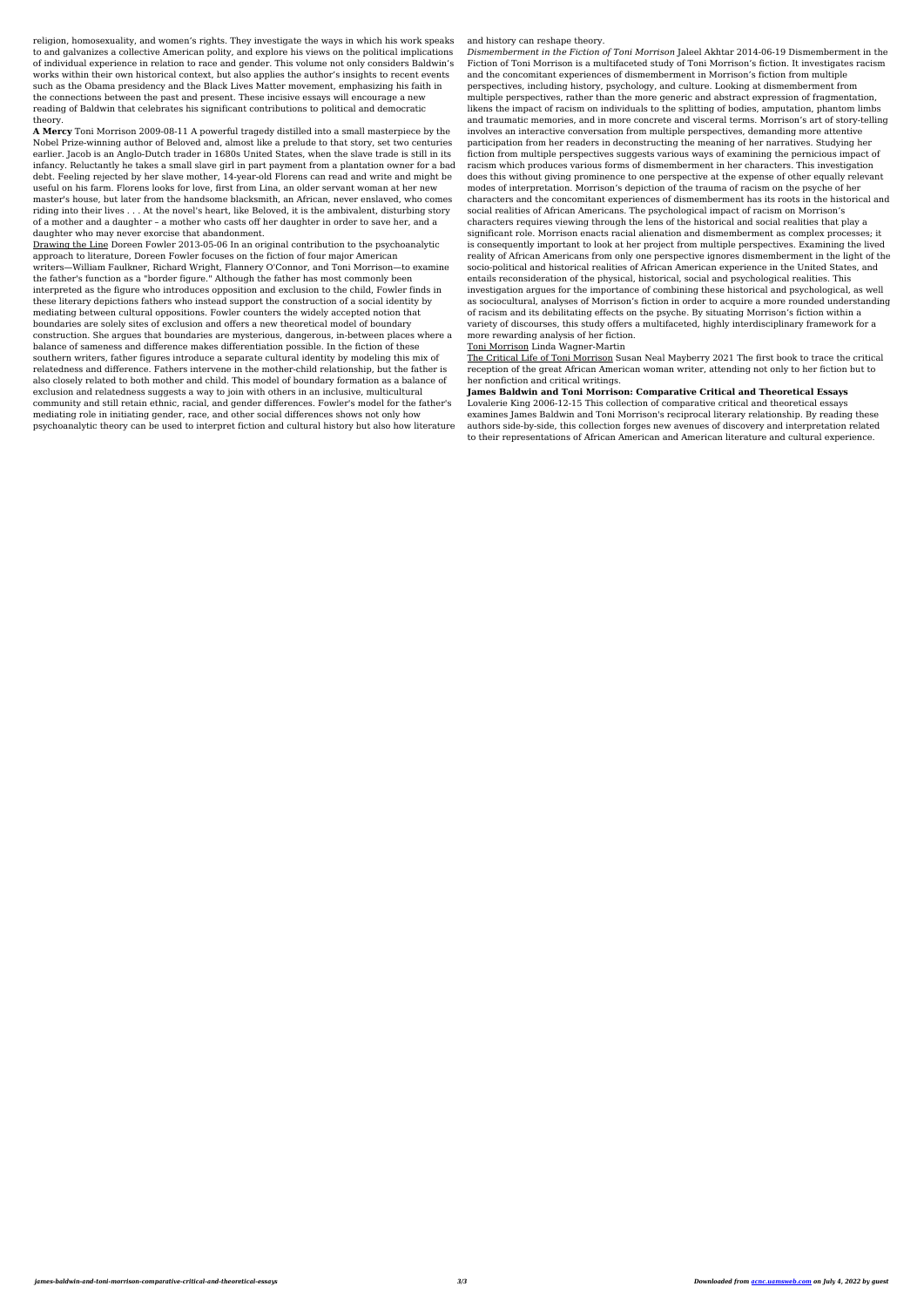religion, homosexuality, and women's rights. They investigate the ways in which his work speaks to and galvanizes a collective American polity, and explore his views on the political implications of individual experience in relation to race and gender. This volume not only considers Baldwin's works within their own historical context, but also applies the author's insights to recent events such as the Obama presidency and the Black Lives Matter movement, emphasizing his faith in the connections between the past and present. These incisive essays will encourage a new reading of Baldwin that celebrates his significant contributions to political and democratic theory.

**A Mercy** Toni Morrison 2009-08-11 A powerful tragedy distilled into a small masterpiece by the Nobel Prize-winning author of Beloved and, almost like a prelude to that story, set two centuries earlier. Jacob is an Anglo-Dutch trader in 1680s United States, when the slave trade is still in its infancy. Reluctantly he takes a small slave girl in part payment from a plantation owner for a bad debt. Feeling rejected by her slave mother, 14-year-old Florens can read and write and might be useful on his farm. Florens looks for love, first from Lina, an older servant woman at her new master's house, but later from the handsome blacksmith, an African, never enslaved, who comes riding into their lives . . . At the novel's heart, like Beloved, it is the ambivalent, disturbing story of a mother and a daughter – a mother who casts off her daughter in order to save her, and a daughter who may never exorcise that abandonment.

Drawing the Line Doreen Fowler 2013-05-06 In an original contribution to the psychoanalytic approach to literature, Doreen Fowler focuses on the fiction of four major American writers—William Faulkner, Richard Wright, Flannery O'Connor, and Toni Morrison—to examine the father's function as a "border figure." Although the father has most commonly been interpreted as the figure who introduces opposition and exclusion to the child, Fowler finds in these literary depictions fathers who instead support the construction of a social identity by mediating between cultural oppositions. Fowler counters the widely accepted notion that boundaries are solely sites of exclusion and offers a new theoretical model of boundary construction. She argues that boundaries are mysterious, dangerous, in-between places where a balance of sameness and difference makes differentiation possible. In the fiction of these southern writers, father figures introduce a separate cultural identity by modeling this mix of relatedness and difference. Fathers intervene in the mother-child relationship, but the father is also closely related to both mother and child. This model of boundary formation as a balance of exclusion and relatedness suggests a way to join with others in an inclusive, multicultural community and still retain ethnic, racial, and gender differences. Fowler's model for the father's mediating role in initiating gender, race, and other social differences shows not only how psychoanalytic theory can be used to interpret fiction and cultural history but also how literature and history can reshape theory.

*Dismemberment in the Fiction of Toni Morrison* Jaleel Akhtar 2014-06-19 Dismemberment in the Fiction of Toni Morrison is a multifaceted study of Toni Morrison's fiction. It investigates racism and the concomitant experiences of dismemberment in Morrison's fiction from multiple perspectives, including history, psychology, and culture. Looking at dismemberment from multiple perspectives, rather than the more generic and abstract expression of fragmentation, likens the impact of racism on individuals to the splitting of bodies, amputation, phantom limbs and traumatic memories, and in more concrete and visceral terms. Morrison's art of story-telling involves an interactive conversation from multiple perspectives, demanding more attentive participation from her readers in deconstructing the meaning of her narratives. Studying her fiction from multiple perspectives suggests various ways of examining the pernicious impact of racism which produces various forms of dismemberment in her characters. This investigation does this without giving prominence to one perspective at the expense of other equally relevant modes of interpretation. Morrison's depiction of the trauma of racism on the psyche of her characters and the concomitant experiences of dismemberment has its roots in the historical and social realities of African Americans. The psychological impact of racism on Morrison's characters requires viewing through the lens of the historical and social realities that play a significant role. Morrison enacts racial alienation and dismemberment as complex processes; it is consequently important to look at her project from multiple perspectives. Examining the lived reality of African Americans from only one perspective ignores dismemberment in the light of the socio-political and historical realities of African American experience in the United States, and entails reconsideration of the physical, historical, social and psychological realities. This investigation argues for the importance of combining these historical and psychological, as well as sociocultural, analyses of Morrison's fiction in order to acquire a more rounded understanding of racism and its debilitating effects on the psyche. By situating Morrison's fiction within a variety of discourses, this study offers a multifaceted, highly interdisciplinary framework for a more rewarding analysis of her fiction.

Toni Morrison Linda Wagner-Martin

The Critical Life of Toni Morrison Susan Neal Mayberry 2021 The first book to trace the critical reception of the great African American woman writer, attending not only to her fiction but to her nonfiction and critical writings.

**James Baldwin and Toni Morrison: Comparative Critical and Theoretical Essays** Lovalerie King 2006-12-15 This collection of comparative critical and theoretical essays examines James Baldwin and Toni Morrison's reciprocal literary relationship. By reading these authors side-by-side, this collection forges new avenues of discovery and interpretation related to their representations of African American and American literature and cultural experience.